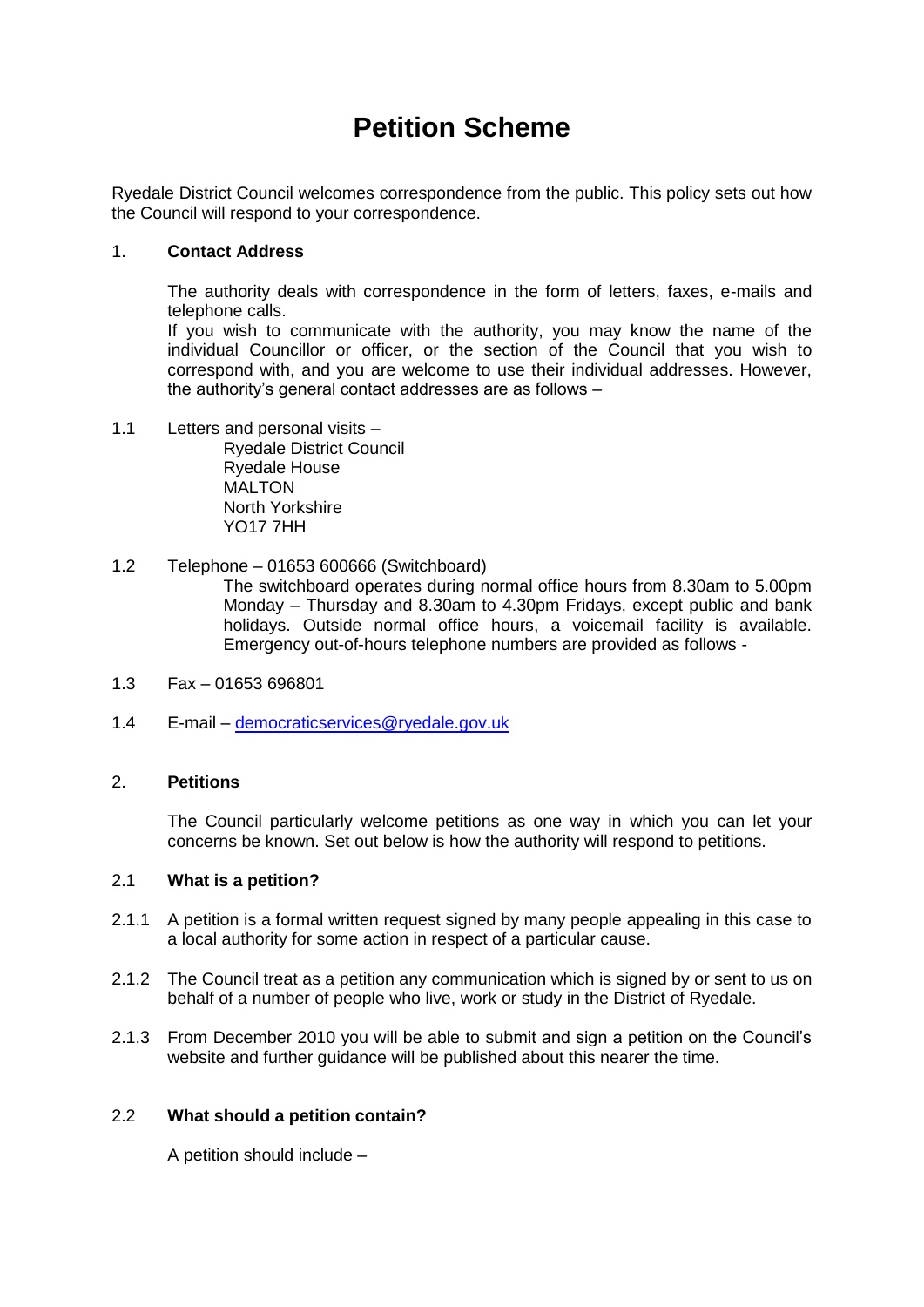# Petition Scheme

Ryedale District Council welcomes correspondence from the public. This policy sets out how the Council will respond to your correspondence.

## 1. Contact Address

The authority deals with correspondence in the form of letters, faxes, e-mails and telephone calls.

If you wish to communicate with the authority, you may know the name of the individual Councillor or officer, or the section of the Council that you wish to correspond with, and you are welcome to use their individual addresses. However, the authority's general contact addresses are as follows –

1.1 Letters and personal visits –

Ryedale District Council
Ryedale House
MALTON
North Yorkshire
YO17 7HH

1.2 Telephone – 01653 600666 (Switchboard)

The switchboard operates during normal office hours from 8.30am to 5.00pm Monday – Thursday and 8.30am to 4.30pm Fridays, except public and bank holidays. Outside normal office hours, a voicemail facility is available. Emergency out-of-hours telephone numbers are provided as follows -

1.3 Fax – 01653 696801

1.4 E-mail – democraticservices@ryedale.gov.uk

## 2. Petitions

The Council particularly welcome petitions as one way in which you can let your concerns be known. Set out below is how the authority will respond to petitions.

### 2.1 What is a petition?

2.1.1 A petition is a formal written request signed by many people appealing in this case to a local authority for some action in respect of a particular cause.

2.1.2 The Council treat as a petition any communication which is signed by or sent to us on behalf of a number of people who live, work or study in the District of Ryedale.

2.1.3 From December 2010 you will be able to submit and sign a petition on the Council's website and further guidance will be published about this nearer the time.

### 2.2 What should a petition contain?

A petition should include –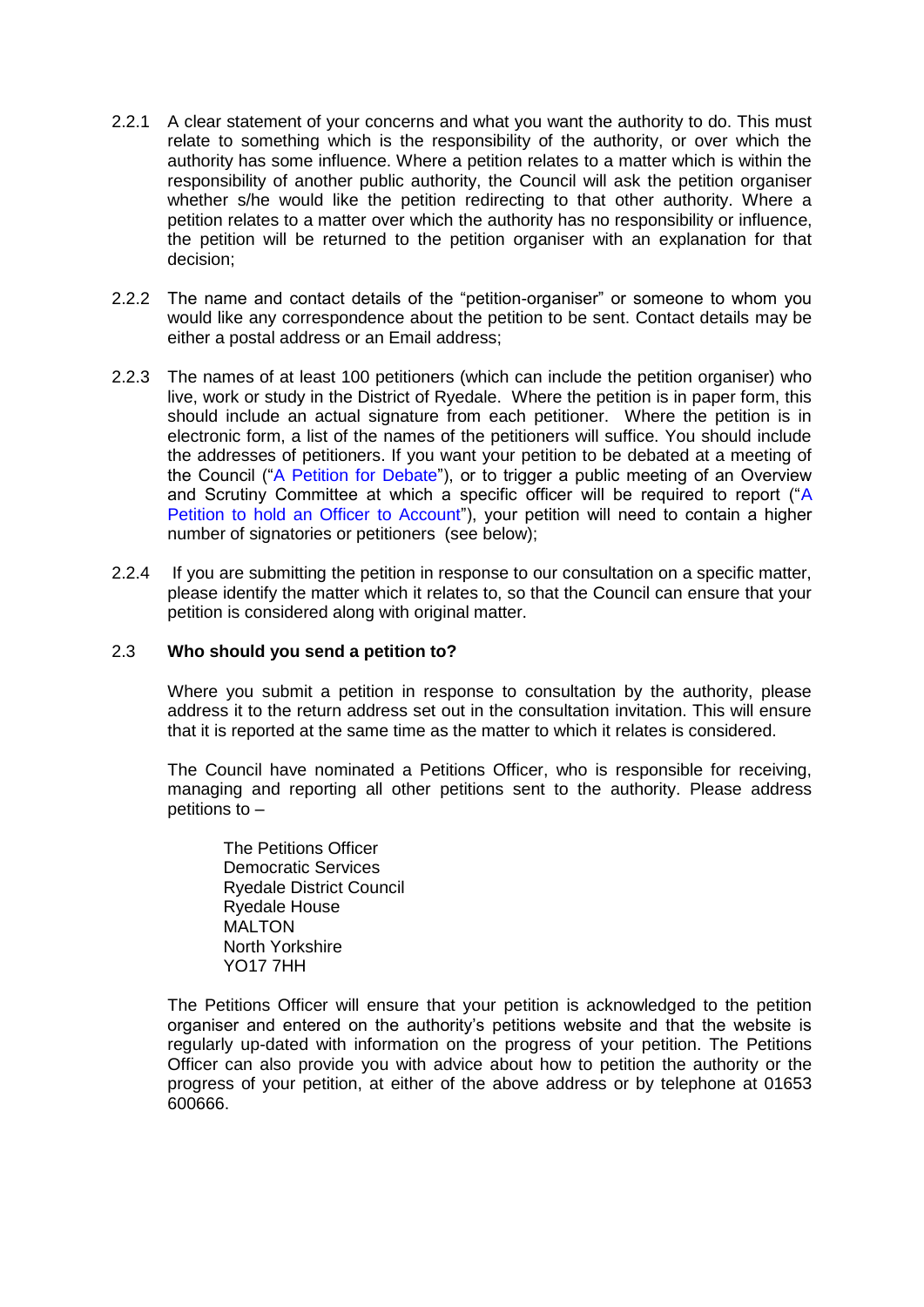2.2.1 A clear statement of your concerns and what you want the authority to do. This must relate to something which is the responsibility of the authority, or over which the authority has some influence. Where a petition relates to a matter which is within the responsibility of another public authority, the Council will ask the petition organiser whether s/he would like the petition redirecting to that other authority. Where a petition relates to a matter over which the authority has no responsibility or influence, the petition will be returned to the petition organiser with an explanation for that decision;

2.2.2 The name and contact details of the "petition-organiser" or someone to whom you would like any correspondence about the petition to be sent. Contact details may be either a postal address or an Email address;

2.2.3 The names of at least 100 petitioners (which can include the petition organiser) who live, work or study in the District of Ryedale. Where the petition is in paper form, this should include an actual signature from each petitioner. Where the petition is in electronic form, a list of the names of the petitioners will suffice. You should include the addresses of petitioners. If you want your petition to be debated at a meeting of the Council ("A Petition for Debate"), or to trigger a public meeting of an Overview and Scrutiny Committee at which a specific officer will be required to report ("A Petition to hold an Officer to Account"), your petition will need to contain a higher number of signatories or petitioners (see below);

2.2.4 If you are submitting the petition in response to our consultation on a specific matter, please identify the matter which it relates to, so that the Council can ensure that your petition is considered along with original matter.

### 2.3 Who should you send a petition to?

Where you submit a petition in response to consultation by the authority, please address it to the return address set out in the consultation invitation. This will ensure that it is reported at the same time as the matter to which it relates is considered.

The Council have nominated a Petitions Officer, who is responsible for receiving, managing and reporting all other petitions sent to the authority. Please address petitions to –

The Petitions Officer  
Democratic Services  
Ryedale District Council  
Ryedale House  
MALTON  
North Yorkshire  
YO17 7HH

The Petitions Officer will ensure that your petition is acknowledged to the petition organiser and entered on the authority's petitions website and that the website is regularly up-dated with information on the progress of your petition. The Petitions Officer can also provide you with advice about how to petition the authority or the progress of your petition, at either of the above address or by telephone at 01653 600666.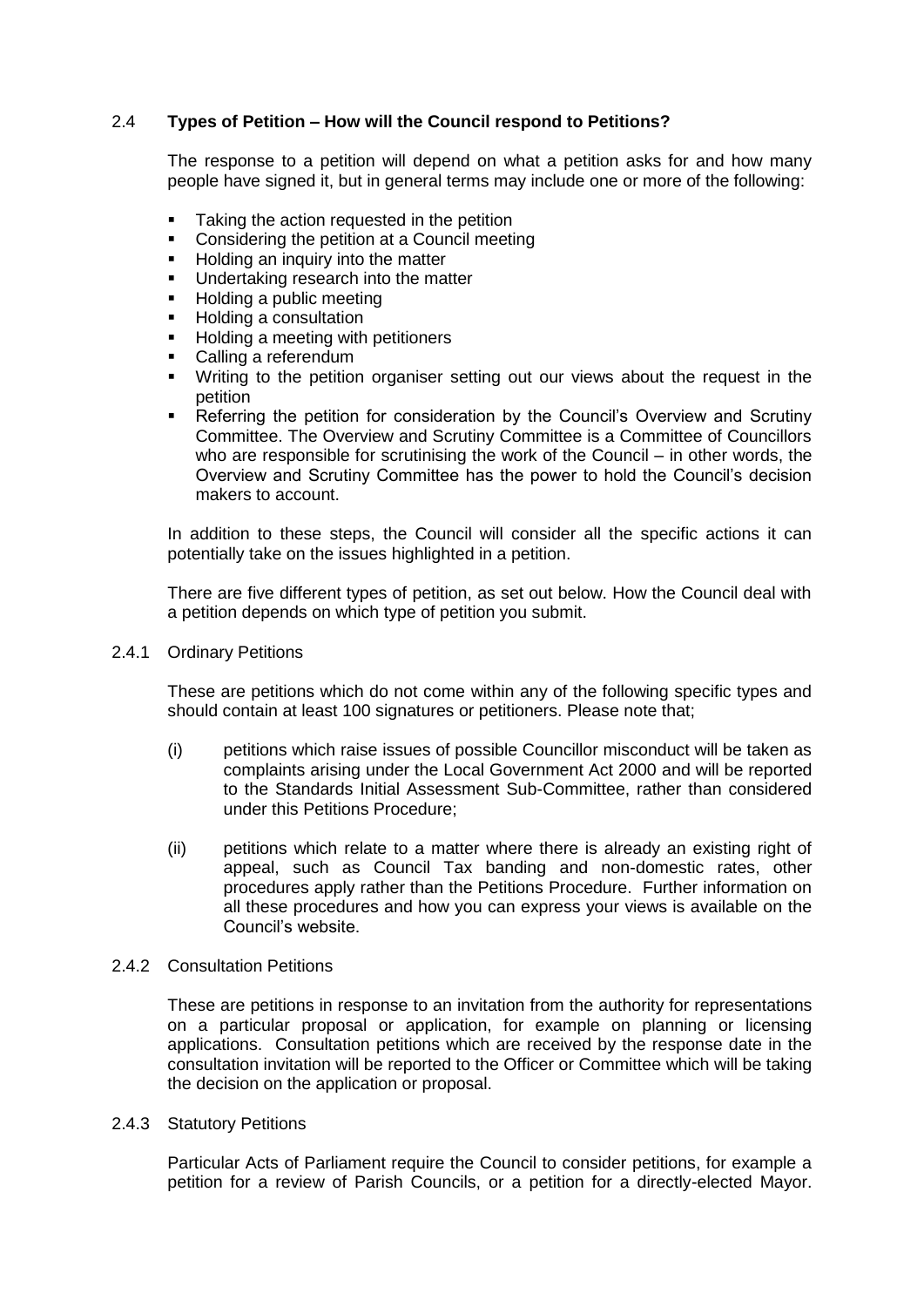### 2.4 Types of Petition – How will the Council respond to Petitions?

The response to a petition will depend on what a petition asks for and how many people have signed it, but in general terms may include one or more of the following:

- Taking the action requested in the petition
- Considering the petition at a Council meeting
- Holding an inquiry into the matter
- Undertaking research into the matter
- Holding a public meeting
- Holding a consultation
- Holding a meeting with petitioners
- Calling a referendum
- Writing to the petition organiser setting out our views about the request in the petition
- Referring the petition for consideration by the Council's Overview and Scrutiny Committee. The Overview and Scrutiny Committee is a Committee of Councillors who are responsible for scrutinising the work of the Council – in other words, the Overview and Scrutiny Committee has the power to hold the Council's decision makers to account.

In addition to these steps, the Council will consider all the specific actions it can potentially take on the issues highlighted in a petition.

There are five different types of petition, as set out below. How the Council deal with a petition depends on which type of petition you submit.

#### 2.4.1 Ordinary Petitions

These are petitions which do not come within any of the following specific types and should contain at least 100 signatures or petitioners. Please note that;

(i) petitions which raise issues of possible Councillor misconduct will be taken as complaints arising under the Local Government Act 2000 and will be reported to the Standards Initial Assessment Sub-Committee, rather than considered under this Petitions Procedure;

(ii) petitions which relate to a matter where there is already an existing right of appeal, such as Council Tax banding and non-domestic rates, other procedures apply rather than the Petitions Procedure. Further information on all these procedures and how you can express your views is available on the Council's website.

#### 2.4.2 Consultation Petitions

These are petitions in response to an invitation from the authority for representations on a particular proposal or application, for example on planning or licensing applications. Consultation petitions which are received by the response date in the consultation invitation will be reported to the Officer or Committee which will be taking the decision on the application or proposal.

#### 2.4.3 Statutory Petitions

Particular Acts of Parliament require the Council to consider petitions, for example a petition for a review of Parish Councils, or a petition for a directly-elected Mayor.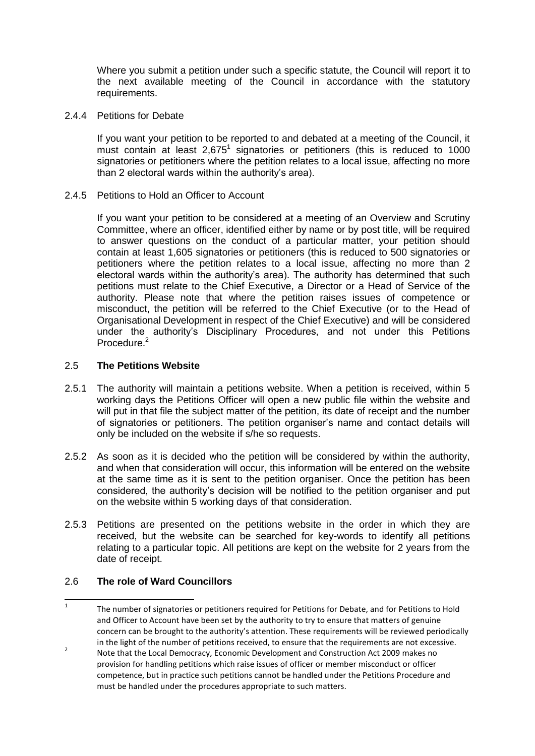Where you submit a petition under such a specific statute, the Council will report it to the next available meeting of the Council in accordance with the statutory requirements.

2.4.4 Petitions for Debate

If you want your petition to be reported to and debated at a meeting of the Council, it must contain at least 2,675[1] signatories or petitioners (this is reduced to 1000 signatories or petitioners where the petition relates to a local issue, affecting no more than 2 electoral wards within the authority's area).

2.4.5 Petitions to Hold an Officer to Account

If you want your petition to be considered at a meeting of an Overview and Scrutiny Committee, where an officer, identified either by name or by post title, will be required to answer questions on the conduct of a particular matter, your petition should contain at least 1,605 signatories or petitioners (this is reduced to 500 signatories or petitioners where the petition relates to a local issue, affecting no more than 2 electoral wards within the authority's area). The authority has determined that such petitions must relate to the Chief Executive, a Director or a Head of Service of the authority. Please note that where the petition raises issues of competence or misconduct, the petition will be referred to the Chief Executive (or to the Head of Organisational Development in respect of the Chief Executive) and will be considered under the authority's Disciplinary Procedures, and not under this Petitions Procedure.[2]

## 2.5 **The Petitions Website**

2.5.1 The authority will maintain a petitions website. When a petition is received, within 5 working days the Petitions Officer will open a new public file within the website and will put in that file the subject matter of the petition, its date of receipt and the number of signatories or petitioners. The petition organiser's name and contact details will only be included on the website if s/he so requests.

2.5.2 As soon as it is decided who the petition will be considered by within the authority, and when that consideration will occur, this information will be entered on the website at the same time as it is sent to the petition organiser. Once the petition has been considered, the authority's decision will be notified to the petition organiser and put on the website within 5 working days of that consideration.

2.5.3 Petitions are presented on the petitions website in the order in which they are received, but the website can be searched for key-words to identify all petitions relating to a particular topic. All petitions are kept on the website for 2 years from the date of receipt.

## 2.6 **The role of Ward Councillors**

---

[1] The number of signatories or petitioners required for Petitions for Debate, and for Petitions to Hold and Officer to Account have been set by the authority to try to ensure that matters of genuine concern can be brought to the authority's attention. These requirements will be reviewed periodically in the light of the number of petitions received, to ensure that the requirements are not excessive.

[2] Note that the Local Democracy, Economic Development and Construction Act 2009 makes no provision for handling petitions which raise issues of officer or member misconduct or officer competence, but in practice such petitions cannot be handled under the Petitions Procedure and must be handled under the procedures appropriate to such matters.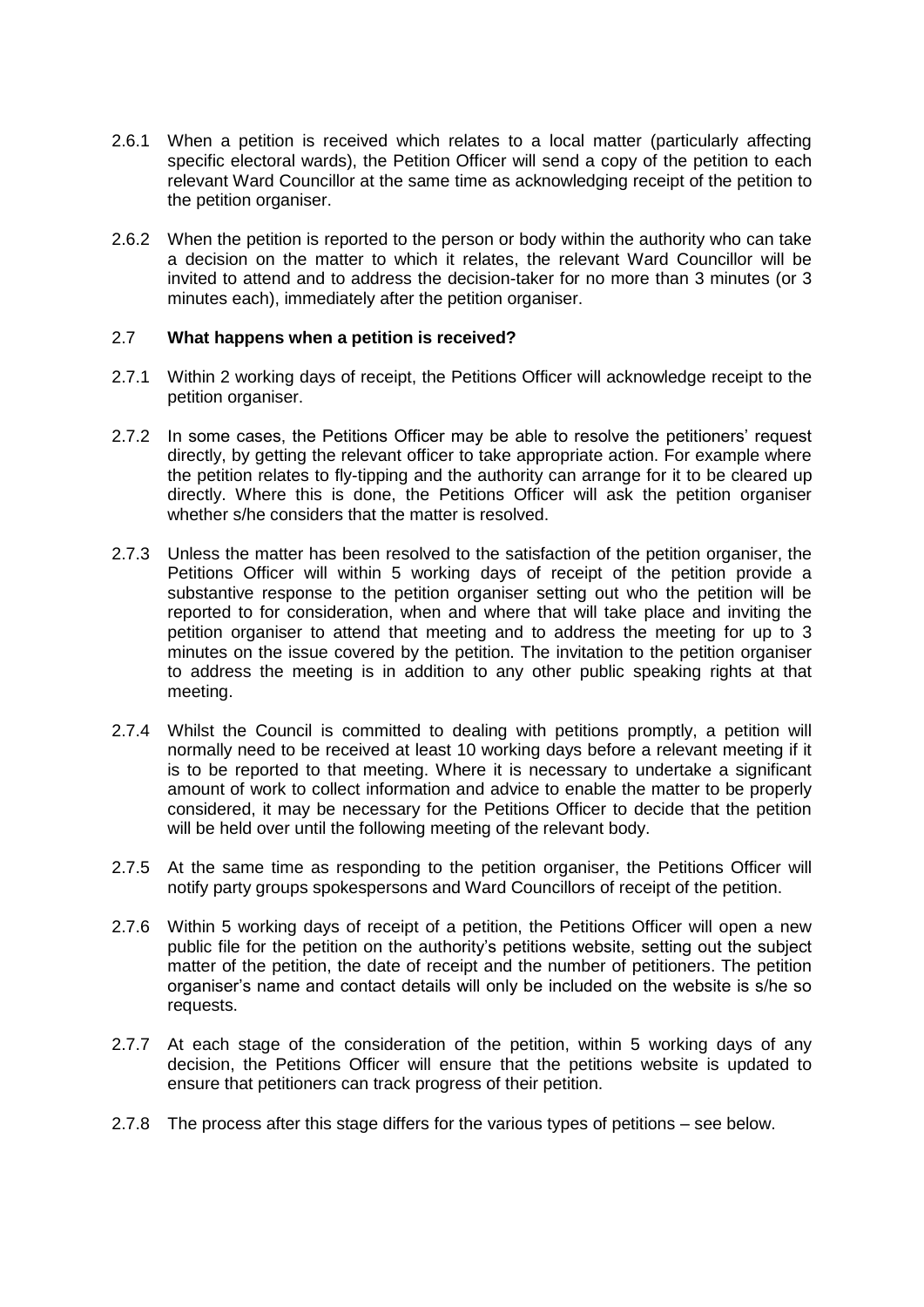2.6.1 When a petition is received which relates to a local matter (particularly affecting specific electoral wards), the Petition Officer will send a copy of the petition to each relevant Ward Councillor at the same time as acknowledging receipt of the petition to the petition organiser.

2.6.2 When the petition is reported to the person or body within the authority who can take a decision on the matter to which it relates, the relevant Ward Councillor will be invited to attend and to address the decision-taker for no more than 3 minutes (or 3 minutes each), immediately after the petition organiser.

## 2.7 What happens when a petition is received?

2.7.1 Within 2 working days of receipt, the Petitions Officer will acknowledge receipt to the petition organiser.

2.7.2 In some cases, the Petitions Officer may be able to resolve the petitioners' request directly, by getting the relevant officer to take appropriate action. For example where the petition relates to fly-tipping and the authority can arrange for it to be cleared up directly. Where this is done, the Petitions Officer will ask the petition organiser whether s/he considers that the matter is resolved.

2.7.3 Unless the matter has been resolved to the satisfaction of the petition organiser, the Petitions Officer will within 5 working days of receipt of the petition provide a substantive response to the petition organiser setting out who the petition will be reported to for consideration, when and where that will take place and inviting the petition organiser to attend that meeting and to address the meeting for up to 3 minutes on the issue covered by the petition. The invitation to the petition organiser to address the meeting is in addition to any other public speaking rights at that meeting.

2.7.4 Whilst the Council is committed to dealing with petitions promptly, a petition will normally need to be received at least 10 working days before a relevant meeting if it is to be reported to that meeting. Where it is necessary to undertake a significant amount of work to collect information and advice to enable the matter to be properly considered, it may be necessary for the Petitions Officer to decide that the petition will be held over until the following meeting of the relevant body.

2.7.5 At the same time as responding to the petition organiser, the Petitions Officer will notify party groups spokespersons and Ward Councillors of receipt of the petition.

2.7.6 Within 5 working days of receipt of a petition, the Petitions Officer will open a new public file for the petition on the authority's petitions website, setting out the subject matter of the petition, the date of receipt and the number of petitioners. The petition organiser's name and contact details will only be included on the website is s/he so requests.

2.7.7 At each stage of the consideration of the petition, within 5 working days of any decision, the Petitions Officer will ensure that the petitions website is updated to ensure that petitioners can track progress of their petition.

2.7.8 The process after this stage differs for the various types of petitions – see below.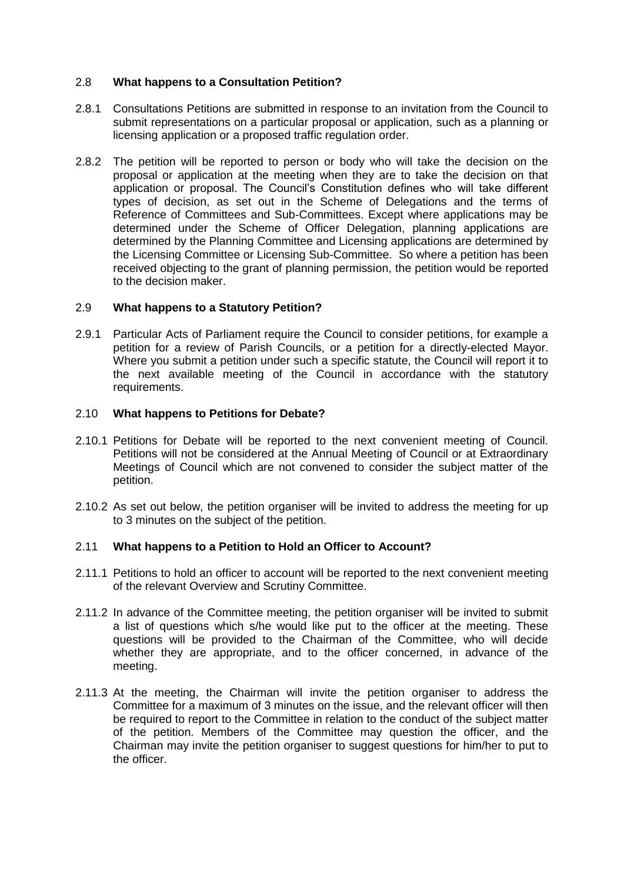## 2.8 **What happens to a Consultation Petition?**

2.8.1 Consultations Petitions are submitted in response to an invitation from the Council to submit representations on a particular proposal or application, such as a planning or licensing application or a proposed traffic regulation order.

2.8.2 The petition will be reported to person or body who will take the decision on the proposal or application at the meeting when they are to take the decision on that application or proposal. The Council's Constitution defines who will take different types of decision, as set out in the Scheme of Delegations and the terms of Reference of Committees and Sub-Committees. Except where applications may be determined under the Scheme of Officer Delegation, planning applications are determined by the Planning Committee and Licensing applications are determined by the Licensing Committee or Licensing Sub-Committee. So where a petition has been received objecting to the grant of planning permission, the petition would be reported to the decision maker.

## 2.9 **What happens to a Statutory Petition?**

2.9.1 Particular Acts of Parliament require the Council to consider petitions, for example a petition for a review of Parish Councils, or a petition for a directly-elected Mayor. Where you submit a petition under such a specific statute, the Council will report it to the next available meeting of the Council in accordance with the statutory requirements.

## 2.10 **What happens to Petitions for Debate?**

2.10.1 Petitions for Debate will be reported to the next convenient meeting of Council. Petitions will not be considered at the Annual Meeting of Council or at Extraordinary Meetings of Council which are not convened to consider the subject matter of the petition.

2.10.2 As set out below, the petition organiser will be invited to address the meeting for up to 3 minutes on the subject of the petition.

## 2.11 **What happens to a Petition to Hold an Officer to Account?**

2.11.1 Petitions to hold an officer to account will be reported to the next convenient meeting of the relevant Overview and Scrutiny Committee.

2.11.2 In advance of the Committee meeting, the petition organiser will be invited to submit a list of questions which s/he would like put to the officer at the meeting. These questions will be provided to the Chairman of the Committee, who will decide whether they are appropriate, and to the officer concerned, in advance of the meeting.

2.11.3 At the meeting, the Chairman will invite the petition organiser to address the Committee for a maximum of 3 minutes on the issue, and the relevant officer will then be required to report to the Committee in relation to the conduct of the subject matter of the petition. Members of the Committee may question the officer, and the Chairman may invite the petition organiser to suggest questions for him/her to put to the officer.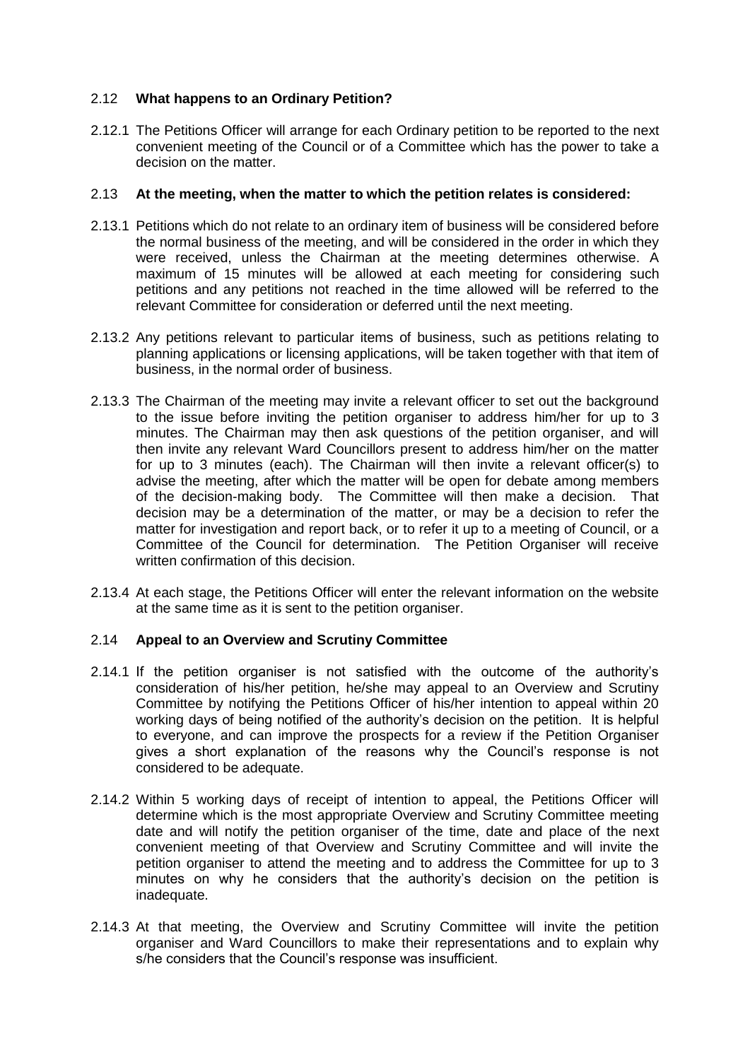### 2.12 **What happens to an Ordinary Petition?**

2.12.1 The Petitions Officer will arrange for each Ordinary petition to be reported to the next convenient meeting of the Council or of a Committee which has the power to take a decision on the matter.

### 2.13 **At the meeting, when the matter to which the petition relates is considered:**

2.13.1 Petitions which do not relate to an ordinary item of business will be considered before the normal business of the meeting, and will be considered in the order in which they were received, unless the Chairman at the meeting determines otherwise. A maximum of 15 minutes will be allowed at each meeting for considering such petitions and any petitions not reached in the time allowed will be referred to the relevant Committee for consideration or deferred until the next meeting.

2.13.2 Any petitions relevant to particular items of business, such as petitions relating to planning applications or licensing applications, will be taken together with that item of business, in the normal order of business.

2.13.3 The Chairman of the meeting may invite a relevant officer to set out the background to the issue before inviting the petition organiser to address him/her for up to 3 minutes. The Chairman may then ask questions of the petition organiser, and will then invite any relevant Ward Councillors present to address him/her on the matter for up to 3 minutes (each). The Chairman will then invite a relevant officer(s) to advise the meeting, after which the matter will be open for debate among members of the decision-making body. The Committee will then make a decision. That decision may be a determination of the matter, or may be a decision to refer the matter for investigation and report back, or to refer it up to a meeting of Council, or a Committee of the Council for determination. The Petition Organiser will receive written confirmation of this decision.

2.13.4 At each stage, the Petitions Officer will enter the relevant information on the website at the same time as it is sent to the petition organiser.

### 2.14 **Appeal to an Overview and Scrutiny Committee**

2.14.1 If the petition organiser is not satisfied with the outcome of the authority's consideration of his/her petition, he/she may appeal to an Overview and Scrutiny Committee by notifying the Petitions Officer of his/her intention to appeal within 20 working days of being notified of the authority's decision on the petition. It is helpful to everyone, and can improve the prospects for a review if the Petition Organiser gives a short explanation of the reasons why the Council's response is not considered to be adequate.

2.14.2 Within 5 working days of receipt of intention to appeal, the Petitions Officer will determine which is the most appropriate Overview and Scrutiny Committee meeting date and will notify the petition organiser of the time, date and place of the next convenient meeting of that Overview and Scrutiny Committee and will invite the petition organiser to attend the meeting and to address the Committee for up to 3 minutes on why he considers that the authority's decision on the petition is inadequate.

2.14.3 At that meeting, the Overview and Scrutiny Committee will invite the petition organiser and Ward Councillors to make their representations and to explain why s/he considers that the Council's response was insufficient.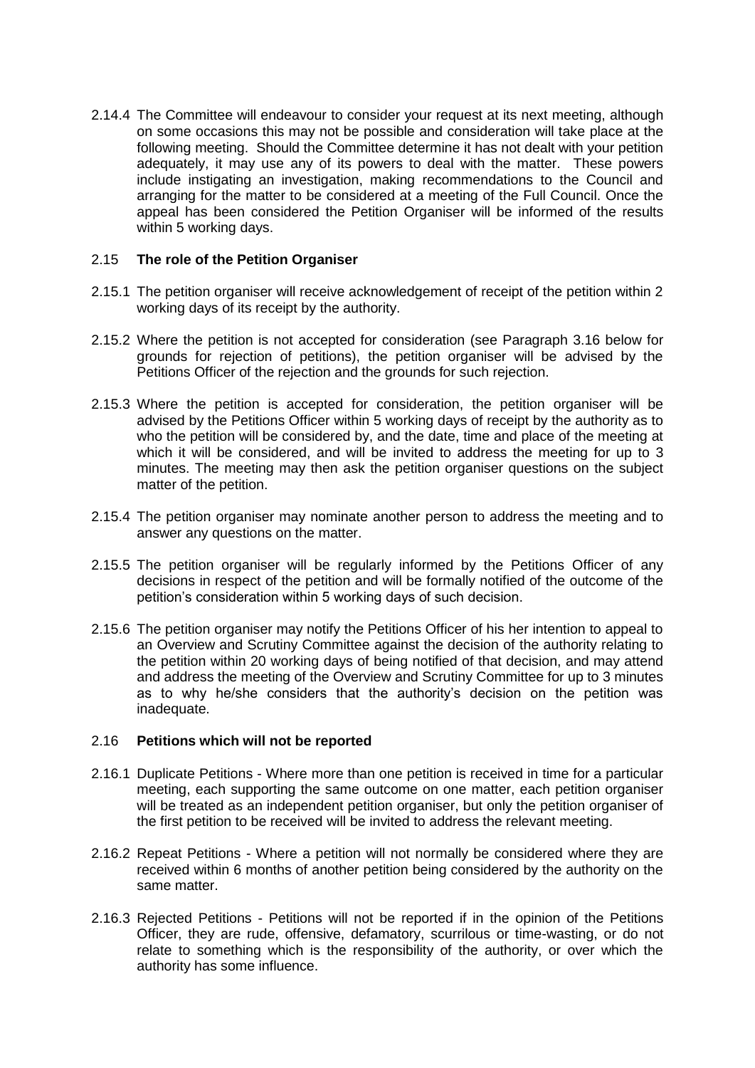2.14.4 The Committee will endeavour to consider your request at its next meeting, although on some occasions this may not be possible and consideration will take place at the following meeting. Should the Committee determine it has not dealt with your petition adequately, it may use any of its powers to deal with the matter. These powers include instigating an investigation, making recommendations to the Council and arranging for the matter to be considered at a meeting of the Full Council. Once the appeal has been considered the Petition Organiser will be informed of the results within 5 working days.

### 2.15 The role of the Petition Organiser

2.15.1 The petition organiser will receive acknowledgement of receipt of the petition within 2 working days of its receipt by the authority.

2.15.2 Where the petition is not accepted for consideration (see Paragraph 3.16 below for grounds for rejection of petitions), the petition organiser will be advised by the Petitions Officer of the rejection and the grounds for such rejection.

2.15.3 Where the petition is accepted for consideration, the petition organiser will be advised by the Petitions Officer within 5 working days of receipt by the authority as to who the petition will be considered by, and the date, time and place of the meeting at which it will be considered, and will be invited to address the meeting for up to 3 minutes. The meeting may then ask the petition organiser questions on the subject matter of the petition.

2.15.4 The petition organiser may nominate another person to address the meeting and to answer any questions on the matter.

2.15.5 The petition organiser will be regularly informed by the Petitions Officer of any decisions in respect of the petition and will be formally notified of the outcome of the petition's consideration within 5 working days of such decision.

2.15.6 The petition organiser may notify the Petitions Officer of his her intention to appeal to an Overview and Scrutiny Committee against the decision of the authority relating to the petition within 20 working days of being notified of that decision, and may attend and address the meeting of the Overview and Scrutiny Committee for up to 3 minutes as to why he/she considers that the authority's decision on the petition was inadequate.

### 2.16 Petitions which will not be reported

2.16.1 Duplicate Petitions - Where more than one petition is received in time for a particular meeting, each supporting the same outcome on one matter, each petition organiser will be treated as an independent petition organiser, but only the petition organiser of the first petition to be received will be invited to address the relevant meeting.

2.16.2 Repeat Petitions - Where a petition will not normally be considered where they are received within 6 months of another petition being considered by the authority on the same matter.

2.16.3 Rejected Petitions - Petitions will not be reported if in the opinion of the Petitions Officer, they are rude, offensive, defamatory, scurrilous or time-wasting, or do not relate to something which is the responsibility of the authority, or over which the authority has some influence.